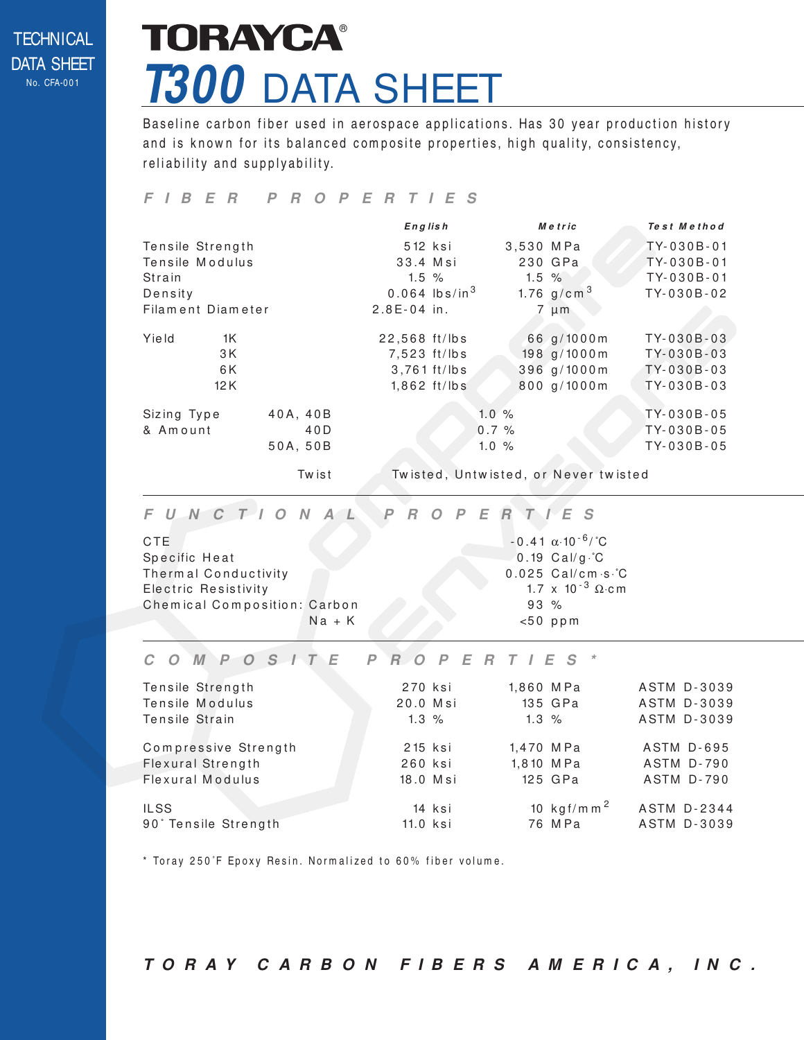TECHNICAL DATA SHEET
No. CFA-001

# TORAYCA®

# T300 DATA SHEET

Baseline carbon fiber used in aerospace applications. Has 30 year production history and is known for its balanced composite properties, high quality, consistency, reliability and supplyability.

## FIBER PROPERTIES

| | | English | Metric | Test Method |
|---|---|---|---|---|
| Tensile Strength | | 512 ksi | 3,530 MPa | TY-030B-01 |
| Tensile Modulus | | 33.4 Msi | 230 GPa | TY-030B-01 |
| Strain | | 1.5 % | 1.5 % | TY-030B-01 |
| Density | | 0.064 lbs/in$^3$ | 1.76 g/cm$^3$ | TY-030B-02 |
| Filament Diameter | | 2.8E-04 in. | 7 µm | |
| Yield | 1K | 22,568 ft/lbs | 66 g/1000m | TY-030B-03 |
| | 3K | 7,523 ft/lbs | 198 g/1000m | TY-030B-03 |
| | 6K | 3,761 ft/lbs | 396 g/1000m | TY-030B-03 |
| | 12K | 1,862 ft/lbs | 800 g/1000m | TY-030B-03 |
| Sizing Type & Amount | 40A, 40B | 1.0 % | | TY-030B-05 |
| | 40D | 0.7 % | | TY-030B-05 |
| | 50A, 50B | 1.0 % | | TY-030B-05 |
| | Twist | Twisted, Untwisted, or Never twisted | | |

## FUNCTIONAL PROPERTIES

| | |
|---|---|
| CTE | -0.41 $\alpha \cdot 10^{-6}$/˚C |
| Specific Heat | 0.19 Cal/g·˚C |
| Thermal Conductivity | 0.025 Cal/cm·s·˚C |
| Electric Resistivity | 1.7 x $10^{-3}$ Ω·cm |
| Chemical Composition: Carbon | 93 % |
| Na + K | <50 ppm |

## COMPOSITE PROPERTIES *

| | English | Metric | Test Method |
|---|---|---|---|
| Tensile Strength | 270 ksi | 1,860 MPa | ASTM D-3039 |
| Tensile Modulus | 20.0 Msi | 135 GPa | ASTM D-3039 |
| Tensile Strain | 1.3 % | 1.3 % | ASTM D-3039 |
| Compressive Strength | 215 ksi | 1,470 MPa | ASTM D-695 |
| Flexural Strength | 260 ksi | 1,810 MPa | ASTM D-790 |
| Flexural Modulus | 18.0 Msi | 125 GPa | ASTM D-790 |
| ILSS | 14 ksi | 10 kgf/mm$^2$ | ASTM D-2344 |
| 90˚ Tensile Strength | 11.0 ksi | 76 MPa | ASTM D-3039 |

* Toray 250˚F Epoxy Resin. Normalized to 60% fiber volume.

TORAY CARBON FIBERS AMERICA, INC.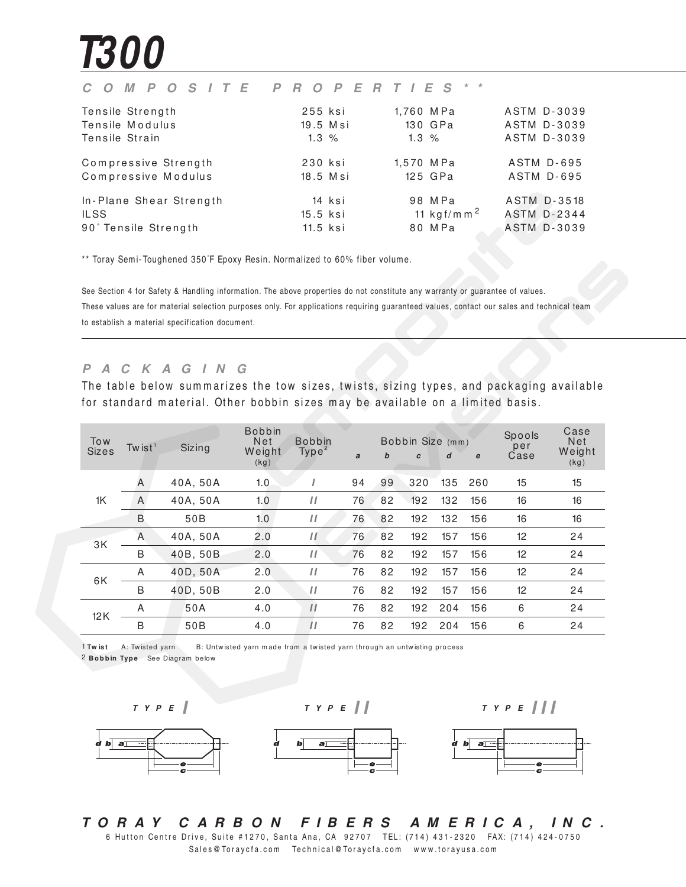# T300

## COMPOSITE PROPERTIES**

| | | | |
|---|---|---|---|
| Tensile Strength | 255 ksi | 1,760 MPa | ASTM D-3039 |
| Tensile Modulus | 19.5 Msi | 130 GPa | ASTM D-3039 |
| Tensile Strain | 1.3 % | 1.3 % | ASTM D-3039 |
| Compressive Strength | 230 ksi | 1,570 MPa | ASTM D-695 |
| Compressive Modulus | 18.5 Msi | 125 GPa | ASTM D-695 |
| In-Plane Shear Strength | 14 ksi | 98 MPa | ASTM D-3518 |
| ILSS | 15.5 ksi | 11 kgf/mm$^2$ | ASTM D-2344 |
| 90˚ Tensile Strength | 11.5 ksi | 80 MPa | ASTM D-3039 |

** Toray Semi-Toughened 350˚F Epoxy Resin. Normalized to 60% fiber volume.

See Section 4 for Safety & Handling information. The above properties do not constitute any warranty or guarantee of values.
These values are for material selection purposes only. For applications requiring guaranteed values, contact our sales and technical team to establish a material specification document.

## PACKAGING

The table below summarizes the tow sizes, twists, sizing types, and packaging available for standard material. Other bobbin sizes may be available on a limited basis.

| Tow Sizes | Twist[1] | Sizing | Bobbin Net Weight (kg) | Bobbin Type[2] | Bobbin Size (mm) a | b | c | d | e | Spools per Case | Case Net Weight (kg) |
|---|---|---|---|---|---|---|---|---|---|---|---|
| 1K | A | 40A, 50A | 1.0 | I | 94 | 99 | 320 | 135 | 260 | 15 | 15 |
| | A | 40A, 50A | 1.0 | II | 76 | 82 | 192 | 132 | 156 | 16 | 16 |
| | B | 50B | 1.0 | II | 76 | 82 | 192 | 132 | 156 | 16 | 16 |
| 3K | A | 40A, 50A | 2.0 | II | 76 | 82 | 192 | 157 | 156 | 12 | 24 |
| | B | 40B, 50B | 2.0 | II | 76 | 82 | 192 | 157 | 156 | 12 | 24 |
| 6K | A | 40D, 50A | 2.0 | II | 76 | 82 | 192 | 157 | 156 | 12 | 24 |
| | B | 40D, 50B | 2.0 | II | 76 | 82 | 192 | 157 | 156 | 12 | 24 |
| 12K | A | 50A | 4.0 | II | 76 | 82 | 192 | 204 | 156 | 6 | 24 |
| | B | 50B | 4.0 | II | 76 | 82 | 192 | 204 | 156 | 6 | 24 |

1 **Twist** A: Twisted yarn B: Untwisted yarn made from a twisted yarn through an untwisting process
2 **Bobbin Type** See Diagram below

TYPE I

TYPE II

TYPE III

**TORAY CARBON FIBERS AMERICA, INC.**
6 Hutton Centre Drive, Suite #1270, Santa Ana, CA 92707 TEL: (714) 431-2320 FAX: (714) 424-0750
Sales@Toraycfa.com Technical@Toraycfa.com www.torayusa.com